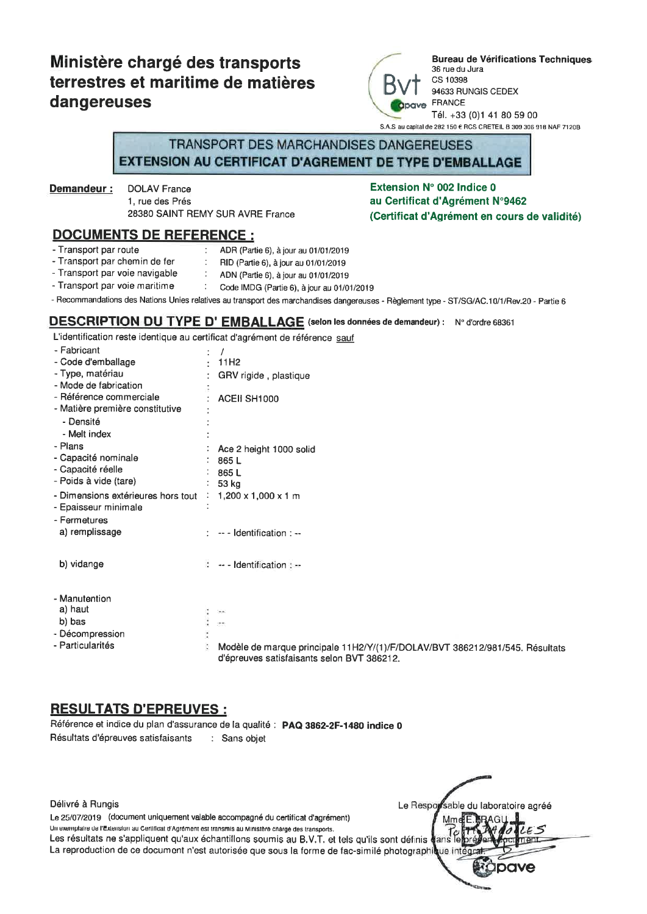# Ministère chargé des transports terrestres et maritime de matières dangereuses

**Bureau de Vérifications Techniques**
36 rue du Jura
CS 10398
94633 RUNGIS CEDEX
FRANCE
Tél. +33 (0)1 41 80 59 00

S.A.S au capital de 282 150 € RCS CRETEIL B 309 306 918 NAF 7120B

## TRANSPORT DES MARCHANDISES DANGEREUSES
## EXTENSION AU CERTIFICAT D'AGREMENT DE TYPE D'EMBALLAGE

**Demandeur :** DOLAV France
1, rue des Prés
28380 SAINT REMY SUR AVRE France

**Extension N° 002 Indice 0**
**au Certificat d'Agrément N°9462**
**(Certificat d'Agrément en cours de validité)**

## DOCUMENTS DE REFERENCE :

- Transport par route : ADR (Partie 6), à jour au 01/01/2019
- Transport par chemin de fer : RID (Partie 6), à jour au 01/01/2019
- Transport par voie navigable : ADN (Partie 6), à jour au 01/01/2019
- Transport par voie maritime : Code IMDG (Partie 6), à jour au 01/01/2019
- Recommandations des Nations Unies relatives au transport des marchandises dangereuses - Règlement type - ST/SG/AC.10/1/Rev.20 - Partie 6

## DESCRIPTION DU TYPE D' EMBALLAGE (selon les données de demandeur) : N° d'ordre 68361

L'identification reste identique au certificat d'agrément de référence sauf

- Fabricant : /
- Code d'emballage : 11H2
- Type, matériau : GRV rigide , plastique
- Mode de fabrication :
- Référence commerciale : ACEII SH1000
- Matière première constitutive :
  - Densité :
  - Melt index :
- Plans : Ace 2 height 1000 solid
- Capacité nominale : 865 L
- Capacité réelle : 865 L
- Poids à vide (tare) : 53 kg
- Dimensions extérieures hors tout : 1,200 x 1,000 x 1 m
- Epaisseur minimale :
- Fermetures
  - a) remplissage : -- - Identification : --
  - b) vidange : -- - Identification : --
- Manutention
  - a) haut : --
  - b) bas : --
- Décompression :
- Particularités : Modèle de marque principale 11H2/Y/(1)/F/DOLAV/BVT 386212/981/545. Résultats d'épreuves satisfaisants selon BVT 386212.

## RESULTATS D'EPREUVES :

Référence et indice du plan d'assurance de la qualité : **PAQ 3862-2F-1480 indice 0**

Résultats d'épreuves satisfaisants : Sans objet

Délivré à Rungis

Le 25/07/2019 (document uniquement valable accompagné du certificat d'agrément)

Un exemplaire de l'Extension au Certificat d'Agrément est transmis au Ministère chargé des transports.

Les résultats ne s'appliquent qu'aux échantillons soumis au B.V.T. et tels qu'ils sont définis dans le présent document.

La reproduction de ce document n'est autorisée que sous la forme de fac-similé photographique intégral.

Le Responsable du laboratoire agréé
Mme E. BRAGU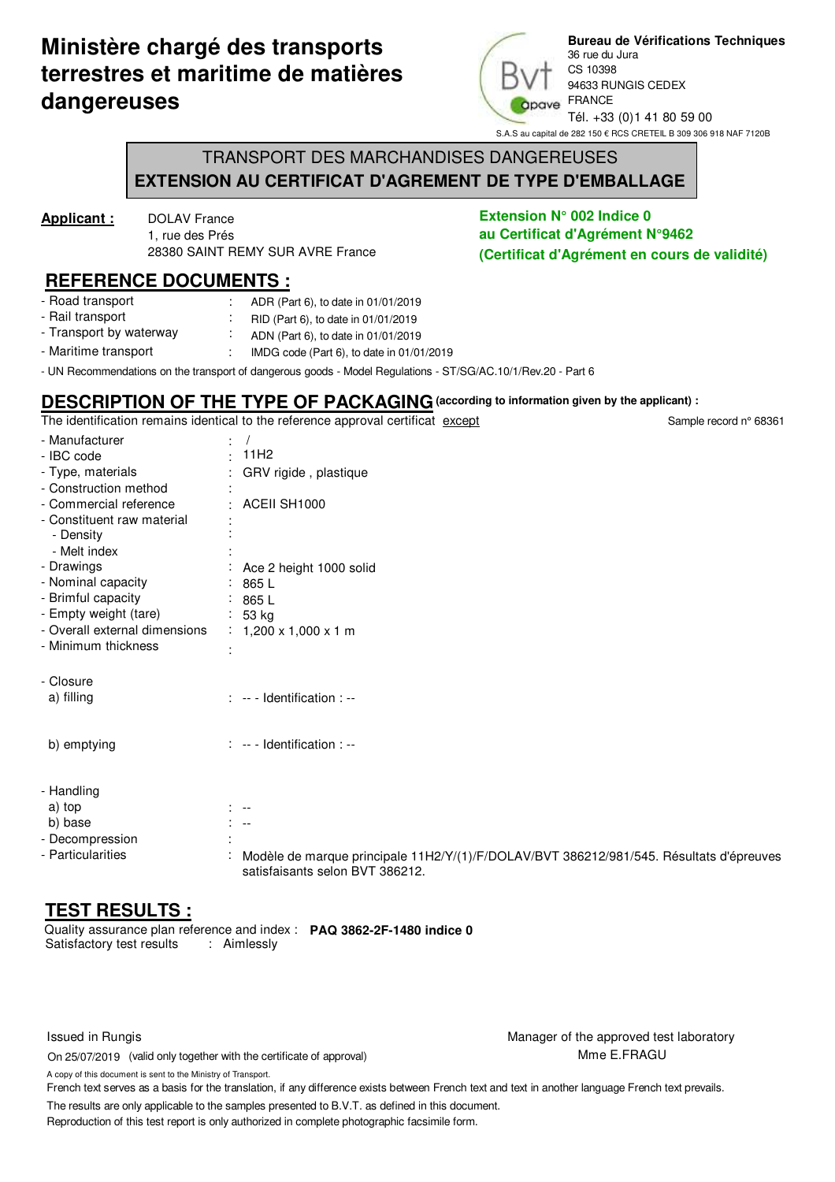# Ministère chargé des transports terrestres et maritime de matières dangereuses

**Bureau de Vérifications Techniques**
36 rue du Jura
CS 10398
94633 RUNGIS CEDEX
FRANCE
Tél. +33 (0)1 41 80 59 00

S.A.S au capital de 282 150 € RCS CRETEIL B 309 306 918 NAF 7120B

## TRANSPORT DES MARCHANDISES DANGEREUSES
## EXTENSION AU CERTIFICAT D'AGREMENT DE TYPE D'EMBALLAGE

**Applicant :** DOLAV France
1, rue des Prés
28380 SAINT REMY SUR AVRE France

**Extension N° 002 Indice 0**
**au Certificat d'Agrément N°9462**
**(Certificat d'Agrément en cours de validité)**

## REFERENCE DOCUMENTS :

- Road transport : ADR (Part 6), to date in 01/01/2019
- Rail transport : RID (Part 6), to date in 01/01/2019
- Transport by waterway : ADN (Part 6), to date in 01/01/2019
- Maritime transport : IMDG code (Part 6), to date in 01/01/2019
- UN Recommendations on the transport of dangerous goods - Model Regulations - ST/SG/AC.10/1/Rev.20 - Part 6

## DESCRIPTION OF THE TYPE OF PACKAGING (according to information given by the applicant) :

The identification remains identical to the reference approval certificat except — Sample record n° 68361

- Manufacturer : /
- IBC code : 11H2
- Type, materials : GRV rigide , plastique
- Construction method :
- Commercial reference : ACEII SH1000
- Constituent raw material :
  - Density :
  - Melt index :
- Drawings : Ace 2 height 1000 solid
- Nominal capacity : 865 L
- Brimful capacity : 865 L
- Empty weight (tare) : 53 kg
- Overall external dimensions : 1,200 x 1,000 x 1 m
- Minimum thickness :

- Closure
  - a) filling : -- - Identification : --
  - b) emptying : -- - Identification : --

- Handling
  - a) top : --
  - b) base : --
- Decompression :
- Particularities : Modèle de marque principale 11H2/Y/(1)/F/DOLAV/BVT 386212/981/545. Résultats d'épreuves satisfaisants selon BVT 386212.

## TEST RESULTS :

Quality assurance plan reference and index : **PAQ 3862-2F-1480 indice 0**
Satisfactory test results : Aimlessly

Issued in Rungis
On 25/07/2019 (valid only together with the certificate of approval)

Manager of the approved test laboratory
Mme E.FRAGU

A copy of this document is sent to the Ministry of Transport.
French text serves as a basis for the translation, if any difference exists between French text and text in another language French text prevails.
The results are only applicable to the samples presented to B.V.T. as defined in this document.
Reproduction of this test report is only authorized in complete photographic facsimile form.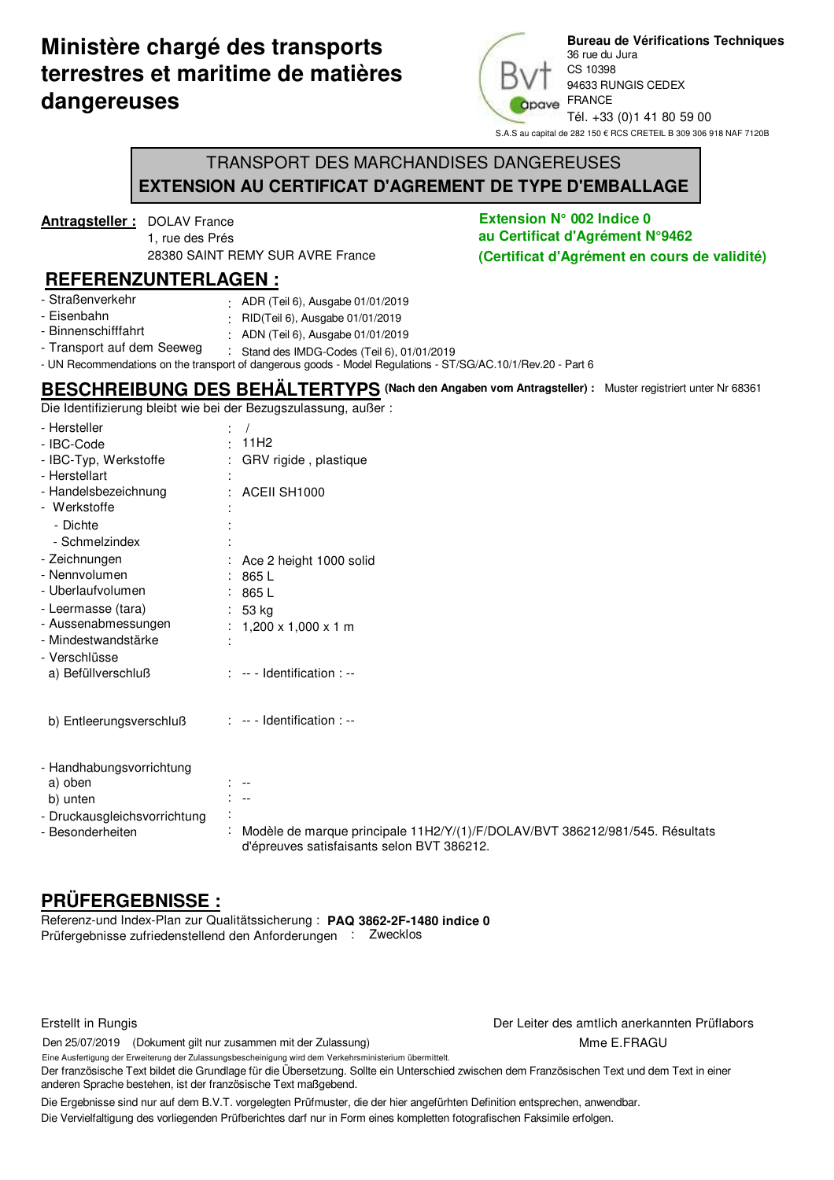# Ministère chargé des transports terrestres et maritime de matières dangereuses

**Bureau de Vérifications Techniques**
36 rue du Jura
CS 10398
94633 RUNGIS CEDEX
FRANCE
Tél. +33 (0)1 41 80 59 00

S.A.S au capital de 282 150 € RCS CRETEIL B 309 306 918 NAF 7120B

## TRANSPORT DES MARCHANDISES DANGEREUSES
## EXTENSION AU CERTIFICAT D'AGREMENT DE TYPE D'EMBALLAGE

**Antragsteller :** DOLAV France
1, rue des Prés
28380 SAINT REMY SUR AVRE France

**Extension N° 002 Indice 0**
**au Certificat d'Agrément N°9462**
**(Certificat d'Agrément en cours de validité)**

## REFERENZUNTERLAGEN :

- Straßenverkehr : ADR (Teil 6), Ausgabe 01/01/2019
- Eisenbahn : RID(Teil 6), Ausgabe 01/01/2019
- Binnenschifffahrt : ADN (Teil 6), Ausgabe 01/01/2019
- Transport auf dem Seeweg : Stand des IMDG-Codes (Teil 6), 01/01/2019
- UN Recommendations on the transport of dangerous goods - Model Regulations - ST/SG/AC.10/1/Rev.20 - Part 6

## BESCHREIBUNG DES BEHÄLTERTYPS (Nach den Angaben vom Antragsteller) : Muster registriert unter Nr 68361

Die Identifizierung bleibt wie bei der Bezugszulassung, außer :

- Hersteller : /
- IBC-Code : 11H2
- IBC-Typ, Werkstoffe : GRV rigide , plastique
- Herstellart :
- Handelsbezeichnung : ACEII SH1000
- Werkstoffe :
  - Dichte :
  - Schmelzindex :
- Zeichnungen : Ace 2 height 1000 solid
- Nennvolumen : 865 L
- Uberlaufvolumen : 865 L
- Leermasse (tara) : 53 kg
- Aussenabmessungen : 1,200 x 1,000 x 1 m
- Mindestwandstärke :
- Verschlüsse
  - a) Befüllverschluß : -- - Identification : --
  - b) Entleerungsverschluß : -- - Identification : --
- Handhabungsvorrichtung
  - a) oben : --
  - b) unten : --
- Druckausgleichsvorrichtung :
- Besonderheiten : Modèle de marque principale 11H2/Y/(1)/F/DOLAV/BVT 386212/981/545. Résultats d'épreuves satisfaisants selon BVT 386212.

## PRÜFERGEBNISSE :

Referenz-und Index-Plan zur Qualitätssicherung : **PAQ 3862-2F-1480 indice 0**
Prüfergebnisse zufriedenstellend den Anforderungen : Zwecklos

Erstellt in Rungis

Den 25/07/2019 (Dokument gilt nur zusammen mit der Zulassung)

Der Leiter des amtlich anerkannten Prüflabors
Mme E.FRAGU

Eine Ausfertigung der Erweiterung der Zulassungsbescheinigung wird dem Verkehrsministerium übermittelt.

Der französische Text bildet die Grundlage für die Übersetzung. Sollte ein Unterschied zwischen dem Französischen Text und dem Text in einer anderen Sprache bestehen, ist der französische Text maßgebend.

Die Ergebnisse sind nur auf dem B.V.T. vorgelegten Prüfmuster, die der hier angeführten Definition entsprechen, anwendbar.

Die Vervielfaltigung des vorliegenden Prüfberichtes darf nur in Form eines kompletten fotografischen Faksimile erfolgen.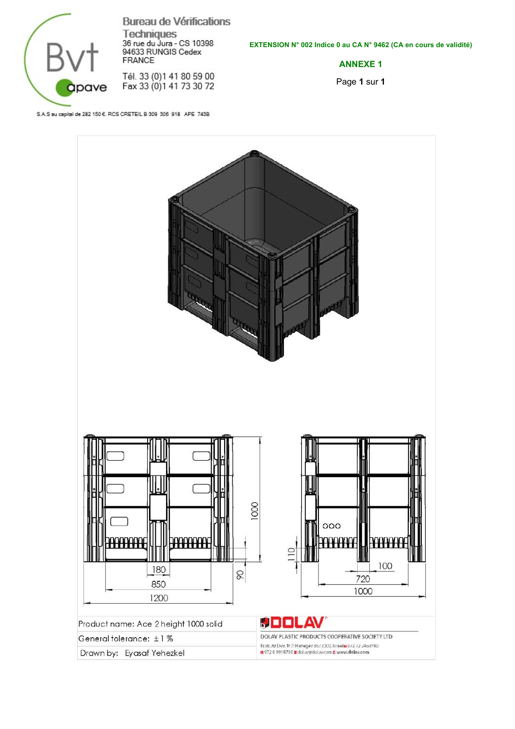Bureau de Vérifications Techniques
36 rue du Jura - CS 10398
94633 RUNGIS Cedex
FRANCE

Tél. 33 (0)1 41 80 59 00
Fax 33 (0)1 41 73 30 72

S.A.S au capital de 282 150 €. RCS CRETEIL B 309 306 918 APE 743B

**EXTENSION N° 002 Indice 0 au CA N° 9462 (CA en cours de validité)**

## ANNEXE 1

1000
110
180
850
1200
90
100
720
1000

Product name: Ace 2 height 1000 solid

General tolerance: ±1 %

Drawn by: Eyasaf Yehezkel

DOLAV

DOLAV PLASTIC PRODUCTS COOPERATIVE SOCIETY LTD